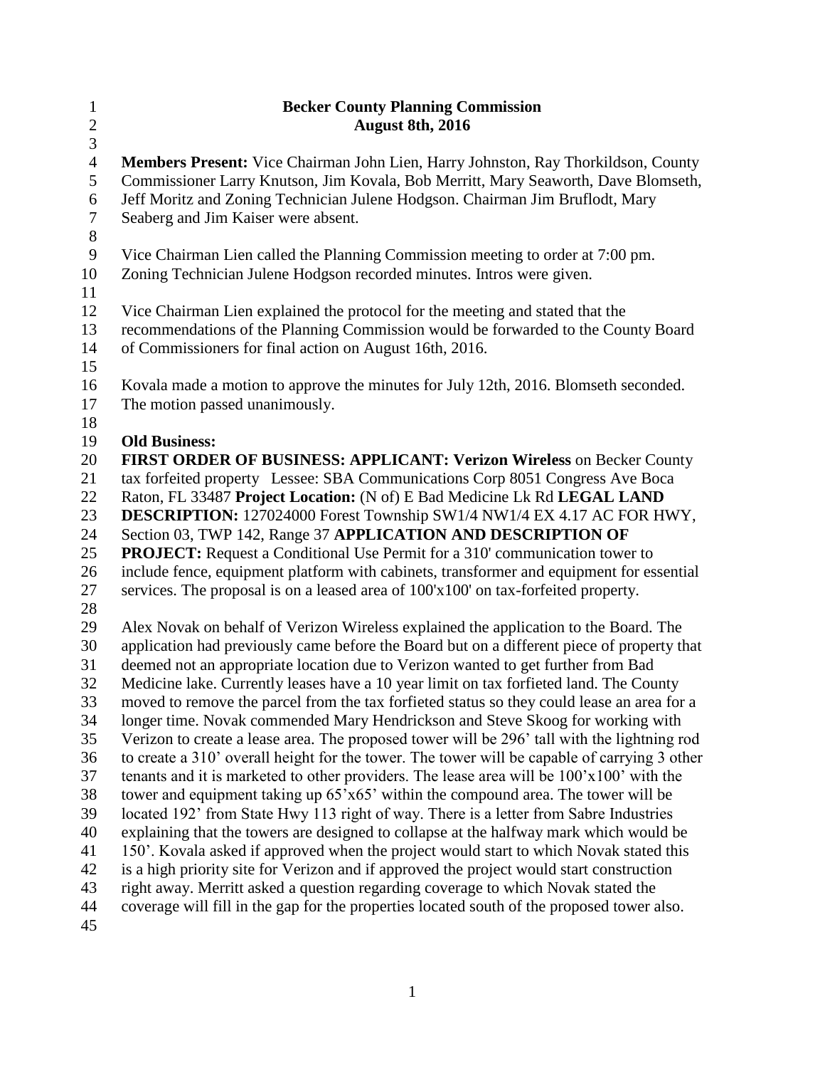# Becker County Planning Commission

## August 8th, 2016

**Members Present:** Vice Chairman John Lien, Harry Johnston, Ray Thorkildson, County Commissioner Larry Knutson, Jim Kovala, Bob Merritt, Mary Seaworth, Dave Blomseth, Jeff Moritz and Zoning Technician Julene Hodgson. Chairman Jim Bruflodt, Mary Seaberg and Jim Kaiser were absent.

Vice Chairman Lien called the Planning Commission meeting to order at 7:00 pm. Zoning Technician Julene Hodgson recorded minutes. Intros were given.

Vice Chairman Lien explained the protocol for the meeting and stated that the recommendations of the Planning Commission would be forwarded to the County Board of Commissioners for final action on August 16th, 2016.

Kovala made a motion to approve the minutes for July 12th, 2016. Blomseth seconded. The motion passed unanimously.

**Old Business:**

**FIRST ORDER OF BUSINESS: APPLICANT: Verizon Wireless** on Becker County tax forfeited property Lessee: SBA Communications Corp 8051 Congress Ave Boca Raton, FL 33487 **Project Location:** (N of) E Bad Medicine Lk Rd **LEGAL LAND DESCRIPTION:** 127024000 Forest Township SW1/4 NW1/4 EX 4.17 AC FOR HWY, Section 03, TWP 142, Range 37 **APPLICATION AND DESCRIPTION OF PROJECT:** Request a Conditional Use Permit for a 310' communication tower to include fence, equipment platform with cabinets, transformer and equipment for essential services. The proposal is on a leased area of 100'x100' on tax-forfeited property.

Alex Novak on behalf of Verizon Wireless explained the application to the Board. The application had previously came before the Board but on a different piece of property that deemed not an appropriate location due to Verizon wanted to get further from Bad Medicine lake. Currently leases have a 10 year limit on tax forfieted land. The County moved to remove the parcel from the tax forfieted status so they could lease an area for a longer time. Novak commended Mary Hendrickson and Steve Skoog for working with Verizon to create a lease area. The proposed tower will be 296' tall with the lightning rod to create a 310' overall height for the tower. The tower will be capable of carrying 3 other tenants and it is marketed to other providers. The lease area will be 100'x100' with the tower and equipment taking up 65'x65' within the compound area. The tower will be located 192' from State Hwy 113 right of way. There is a letter from Sabre Industries explaining that the towers are designed to collapse at the halfway mark which would be 150'. Kovala asked if approved when the project would start to which Novak stated this is a high priority site for Verizon and if approved the project would start construction right away. Merritt asked a question regarding coverage to which Novak stated the coverage will fill in the gap for the properties located south of the proposed tower also.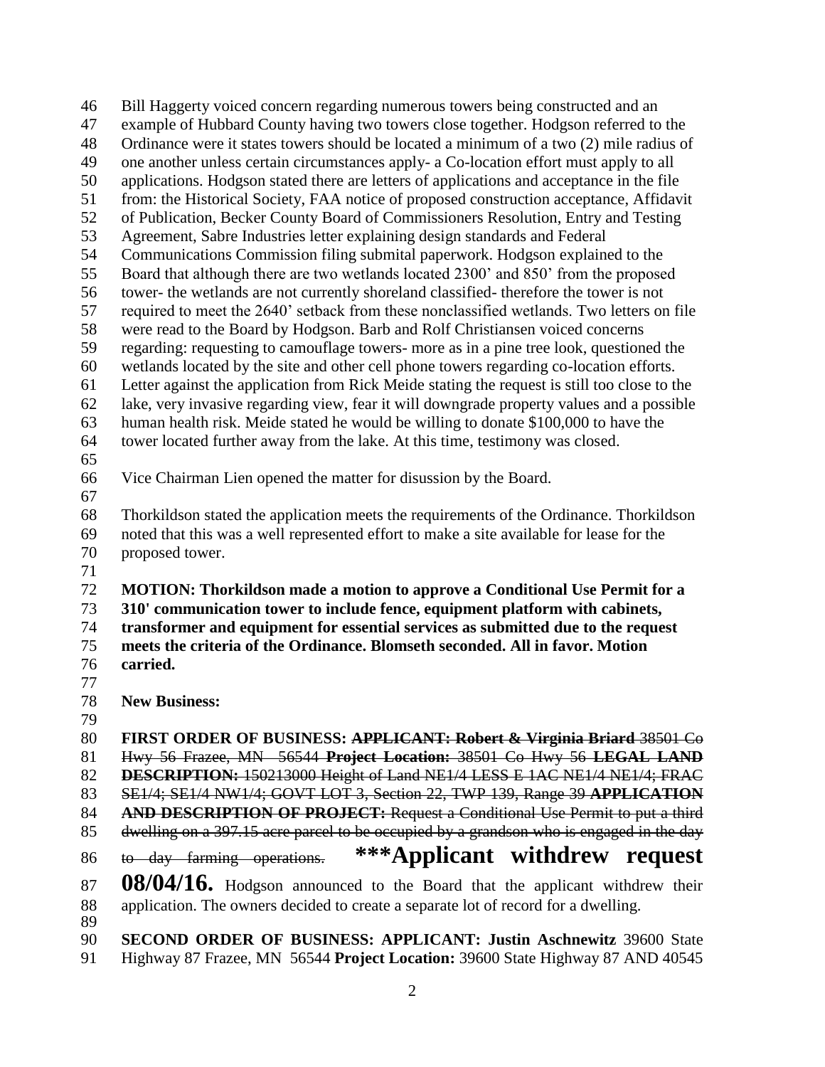Bill Haggerty voiced concern regarding numerous towers being constructed and an example of Hubbard County having two towers close together. Hodgson referred to the Ordinance were it states towers should be located a minimum of a two (2) mile radius of one another unless certain circumstances apply- a Co-location effort must apply to all applications. Hodgson stated there are letters of applications and acceptance in the file from: the Historical Society, FAA notice of proposed construction acceptance, Affidavit of Publication, Becker County Board of Commissioners Resolution, Entry and Testing Agreement, Sabre Industries letter explaining design standards and Federal Communications Commission filing submital paperwork. Hodgson explained to the Board that although there are two wetlands located 2300' and 850' from the proposed tower- the wetlands are not currently shoreland classified- therefore the tower is not required to meet the 2640' setback from these nonclassified wetlands. Two letters on file were read to the Board by Hodgson. Barb and Rolf Christiansen voiced concerns regarding: requesting to camouflage towers- more as in a pine tree look, questioned the wetlands located by the site and other cell phone towers regarding co-location efforts. Letter against the application from Rick Meide stating the request is still too close to the lake, very invasive regarding view, fear it will downgrade property values and a possible human health risk. Meide stated he would be willing to donate $100,000 to have the tower located further away from the lake. At this time, testimony was closed.

Vice Chairman Lien opened the matter for disussion by the Board.

Thorkildson stated the application meets the requirements of the Ordinance. Thorkildson noted that this was a well represented effort to make a site available for lease for the proposed tower.

**MOTION: Thorkildson made a motion to approve a Conditional Use Permit for a 310' communication tower to include fence, equipment platform with cabinets, transformer and equipment for essential services as submitted due to the request meets the criteria of the Ordinance. Blomseth seconded. All in favor. Motion carried.**

**New Business:**

**FIRST ORDER OF BUSINESS:** ~~**APPLICANT: Robert & Virginia Briard** 38501 Co Hwy 56 Frazee, MN 56544 **Project Location:** 38501 Co Hwy 56 **LEGAL LAND DESCRIPTION:** 150213000 Height of Land NE1/4 LESS E 1AC NE1/4 NE1/4; FRAC SE1/4; SE1/4 NW1/4; GOVT LOT 3, Section 22, TWP 139, Range 39 **APPLICATION AND DESCRIPTION OF PROJECT:** Request a Conditional Use Permit to put a third dwelling on a 397.15 acre parcel to be occupied by a grandson who is engaged in the day to day farming operations.~~ **\*\*\*Applicant withdrew request 08/04/16.** Hodgson announced to the Board that the applicant withdrew their application. The owners decided to create a separate lot of record for a dwelling.

**SECOND ORDER OF BUSINESS: APPLICANT: Justin Aschnewitz** 39600 State Highway 87 Frazee, MN 56544 **Project Location:** 39600 State Highway 87 AND 40545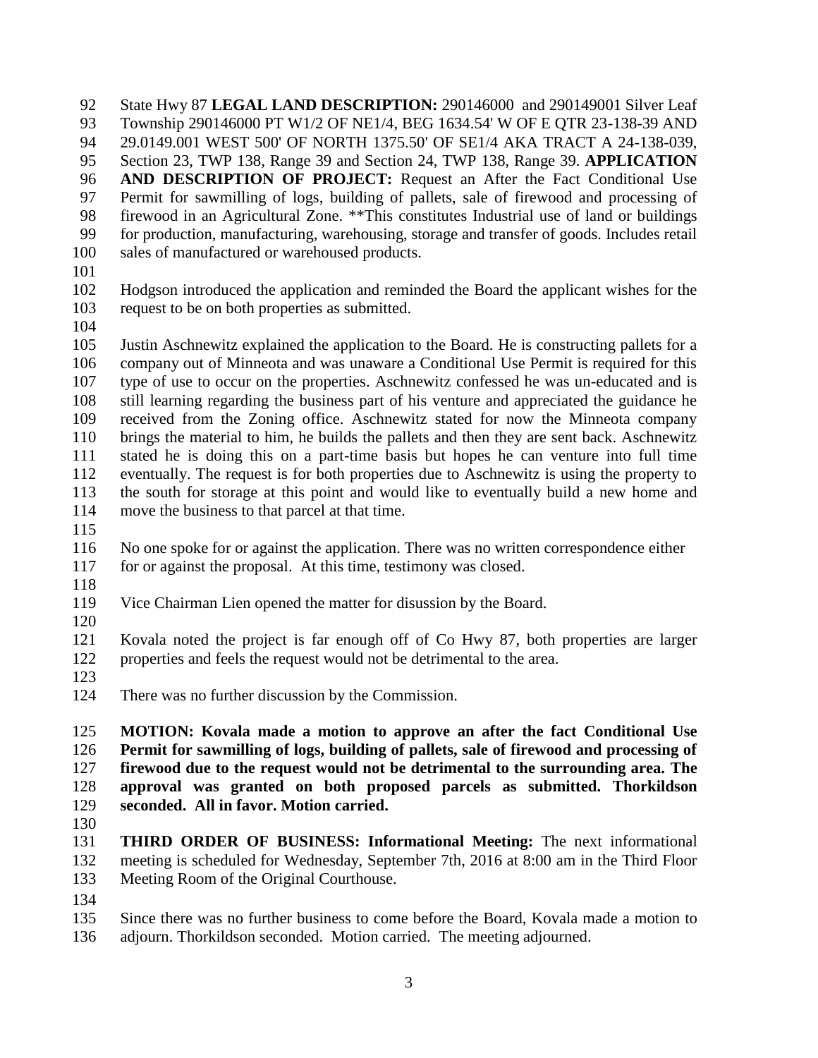State Hwy 87 **LEGAL LAND DESCRIPTION:** 290146000 and 290149001 Silver Leaf Township 290146000 PT W1/2 OF NE1/4, BEG 1634.54' W OF E QTR 23-138-39 AND 29.0149.001 WEST 500' OF NORTH 1375.50' OF SE1/4 AKA TRACT A 24-138-039, Section 23, TWP 138, Range 39 and Section 24, TWP 138, Range 39. **APPLICATION AND DESCRIPTION OF PROJECT:** Request an After the Fact Conditional Use Permit for sawmilling of logs, building of pallets, sale of firewood and processing of firewood in an Agricultural Zone. **This constitutes Industrial use of land or buildings for production, manufacturing, warehousing, storage and transfer of goods. Includes retail sales of manufactured or warehoused products.

Hodgson introduced the application and reminded the Board the applicant wishes for the request to be on both properties as submitted.

Justin Aschnewitz explained the application to the Board. He is constructing pallets for a company out of Minneota and was unaware a Conditional Use Permit is required for this type of use to occur on the properties. Aschnewitz confessed he was un-educated and is still learning regarding the business part of his venture and appreciated the guidance he received from the Zoning office. Aschnewitz stated for now the Minneota company brings the material to him, he builds the pallets and then they are sent back. Aschnewitz stated he is doing this on a part-time basis but hopes he can venture into full time eventually. The request is for both properties due to Aschnewitz is using the property to the south for storage at this point and would like to eventually build a new home and move the business to that parcel at that time.

No one spoke for or against the application. There was no written correspondence either for or against the proposal. At this time, testimony was closed.

Vice Chairman Lien opened the matter for disussion by the Board.

Kovala noted the project is far enough off of Co Hwy 87, both properties are larger properties and feels the request would not be detrimental to the area.

There was no further discussion by the Commission.

**MOTION: Kovala made a motion to approve an after the fact Conditional Use Permit for sawmilling of logs, building of pallets, sale of firewood and processing of firewood due to the request would not be detrimental to the surrounding area. The approval was granted on both proposed parcels as submitted. Thorkildson seconded. All in favor. Motion carried.**

**THIRD ORDER OF BUSINESS: Informational Meeting:** The next informational meeting is scheduled for Wednesday, September 7th, 2016 at 8:00 am in the Third Floor Meeting Room of the Original Courthouse.

Since there was no further business to come before the Board, Kovala made a motion to adjourn. Thorkildson seconded. Motion carried. The meeting adjourned.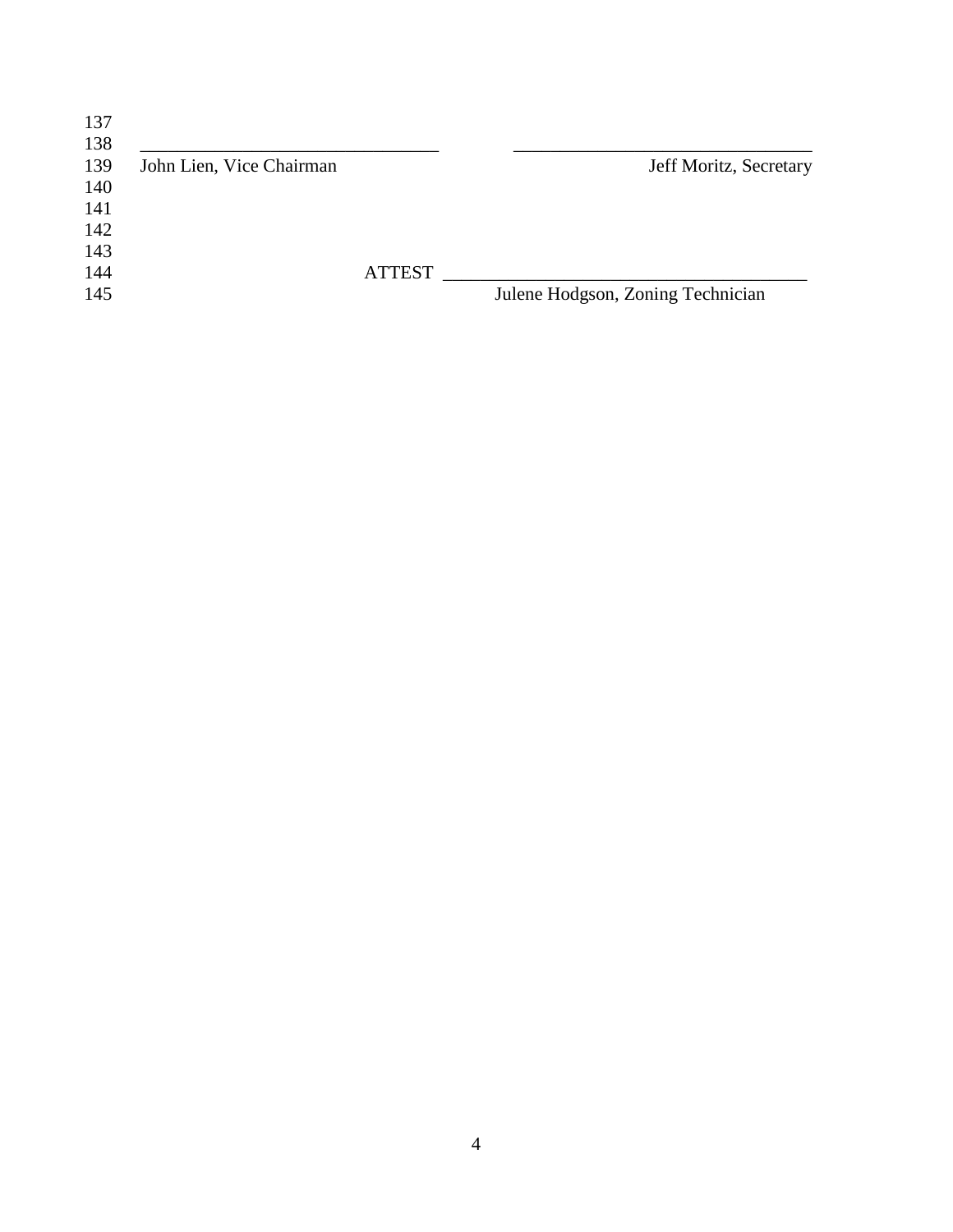\_\_\_\_\_\_\_\_\_\_\_\_\_\_\_\_\_\_\_\_\_\_\_\_\_\_\_\_\_\_\_\_ \_\_\_\_\_\_\_\_\_\_\_\_\_\_\_\_\_\_\_\_\_\_\_\_\_\_\_\_\_\_\_\_

John Lien, Vice Chairman Jeff Moritz, Secretary

ATTEST \_\_\_\_\_\_\_\_\_\_\_\_\_\_\_\_\_\_\_\_\_\_\_\_\_\_\_\_\_\_\_\_\_\_\_\_\_\_

Julene Hodgson, Zoning Technician